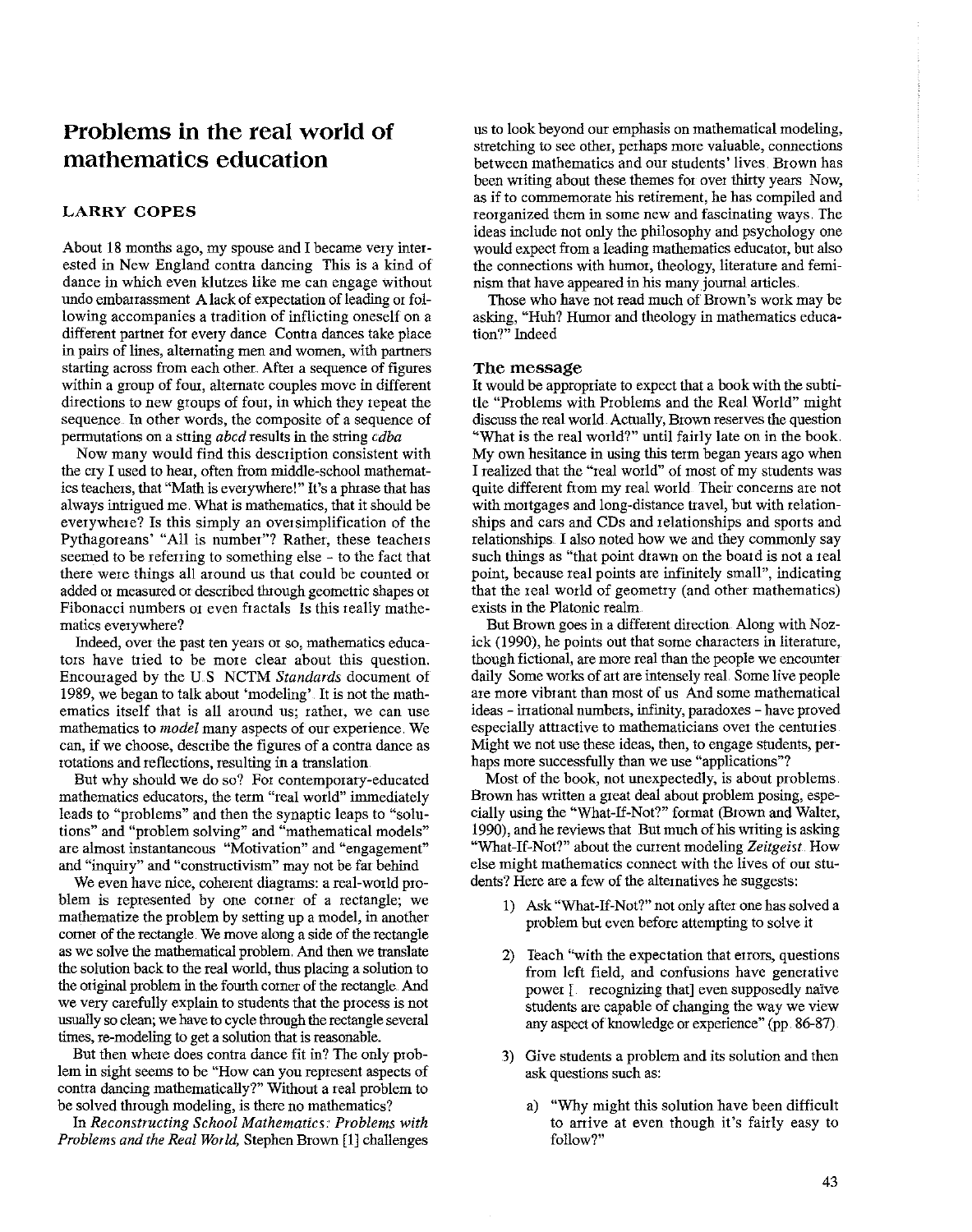# Problems in the real world of mathematics education

### LARRY COPES

About 18 months ago, my spouse and I became very interested in New England contra dancing This is a kind of dance in which even klutzes like me can engage without undo embarrassment A lack of expectation of leading or following accompanies a tradition of inflicting oneself on a different partner for every dance Contra dances take place in pairs of lines, alternating men and women, with partners starting across from each other. After a sequence of figures within a group of four, alternate couples move in different directions to new groups of four, in which they repeat the sequence In other words, the composite of a sequence of permutations on a string *abcd* results in the string *cdba*

Now many would find this description consistent with the cry I used to hear, often from middle-school mathematics teachers, that "Math is everywhere!" It's a phrase that has always intrigued me. What is mathematics, that it should be everywhere? Is this simply an oversimplification of the Pythagoreans' "All is number"? Rather, these teachers seemed to be referring to something else - to the fact that there were things all around us that could be counted or added or measured or described through geometric shapes or Fibonacci numbers or even fractals Is this really mathematics everywhere?

Indeed, over the past ten years or so, mathematics educators have tried to be more clear about this question. Encouraged by the U.S NCTM *Standards* document of 1989, we began to talk about 'modeling' It is not the mathematics itself that is all around us; rather, we can use mathematics to *model* many aspects of our experience. We can, if we choose, describe the figures of a contra dance as rotations and reflections, resulting in a translation

But why should we do so? For contemporary-educated mathematics educators, the term "real world" immediately leads to "problems" and then the synaptic leaps to "solutions" and "problem solving" and "mathematical models" are almost instantaneous "Motivation" and "engagement" and "inquiry" and "constructivism" may not be far behind

We even have nice, coherent diagrams: a real-world problem is represented by one corner of a rectangle; we mathematize the problem by setting up a model, in another corner of the rectangle. We move along a side of the rectangle as we solve the mathematical problem. And then we translate the solution back to the real world, thus placing a solution to the original problem in the fourth corner of the rectangle And we very carefully explain to students that the process is not usually so clean; we have to cycle through the rectangle several times, re-modeling to get a solution that is reasonable.

But then where does contra dance fit in? The only problem in sight seems to be "How can you represent aspects of contra dancing mathematically?" Without a real problem to be solved through modeling, is there no mathematics?

In *Reconstructing School Mathematics: Problems with Problems and the Real World,* Stephen Brown [1] challenges us to look beyond our emphasis on mathematical modeling, stretching to see other, perhaps more valuable, connections between mathematics and our students' lives Brown has been writing about these themes for over thirty years Now, as if to commemorate his retirement, he has compiled and reorganized them in some new and fascinating ways. The ideas include not only the philosophy and psychology one would expect from a leading mathematics educator, but also the connections with humor, theology, literature and feminism that have appeared in his many journal articles.

Those who have not read much of Brown's work may be asking, "Huh? Humor and theology in mathematics education?" Indeed

## The message

It would be appropriate to expect that a book with the subtitle "Problems with Problems and the Real World" might discuss the real world. Actually, Brown reserves the question "What is the real world?" until fairly late on in the book. My own hesitance in using this term began years ago when I realized that the "real world" of most of my students was quite different from my real world Their concerns are not with mortgages and long-distance travel, but with relationships and cars and CDs and relationships and sports and relationships I also noted how we and they commonly say such things as "that point drawn on the board is not a real point, because real points are infinitely small", indicating that the real world of geometry (and other mathematics) exists in the Platonic realm

But Brown goes in a different direction Along with Nozick (1990), he points out that some characters in literature, though fictional, are more real than the people we encounter daily Some works of art are intensely real Some live people are more vibrant than most of us And some mathematical ideas - irrational numbers, infinity, paradoxes - have proved especially attractive to mathematicians over the centuries Might we not use these ideas, then, to engage students, perhaps more successfully than we use "applications"?

Most of the book, not unexpectedly, is about problems. Brown has written a great deal about problem posing, especially using the "What-If-Not?" format (Brown and Walter, 1990), and he reviews that But much of his writing is asking "What-If-Not?" about the current modeling *Zeitgeist* How else might mathematics connect with the lives of our students? Here are a few of the alternatives he suggests:

1) Ask "What-If-Not?" not only after one has solved a problem but even before attempting to solve it

2) Teach "with the expectation that errors, questions from left field, and confusions have generative power [... recognizing that] even supposedly naïve students are capable of changing the way we view any aspect of knowledge or experience" (pp. 86-87)

3) Give students a problem and its solution and then ask questions such as:

   a) "Why might this solution have been difficult to arrive at even though it's fairly easy to follow?"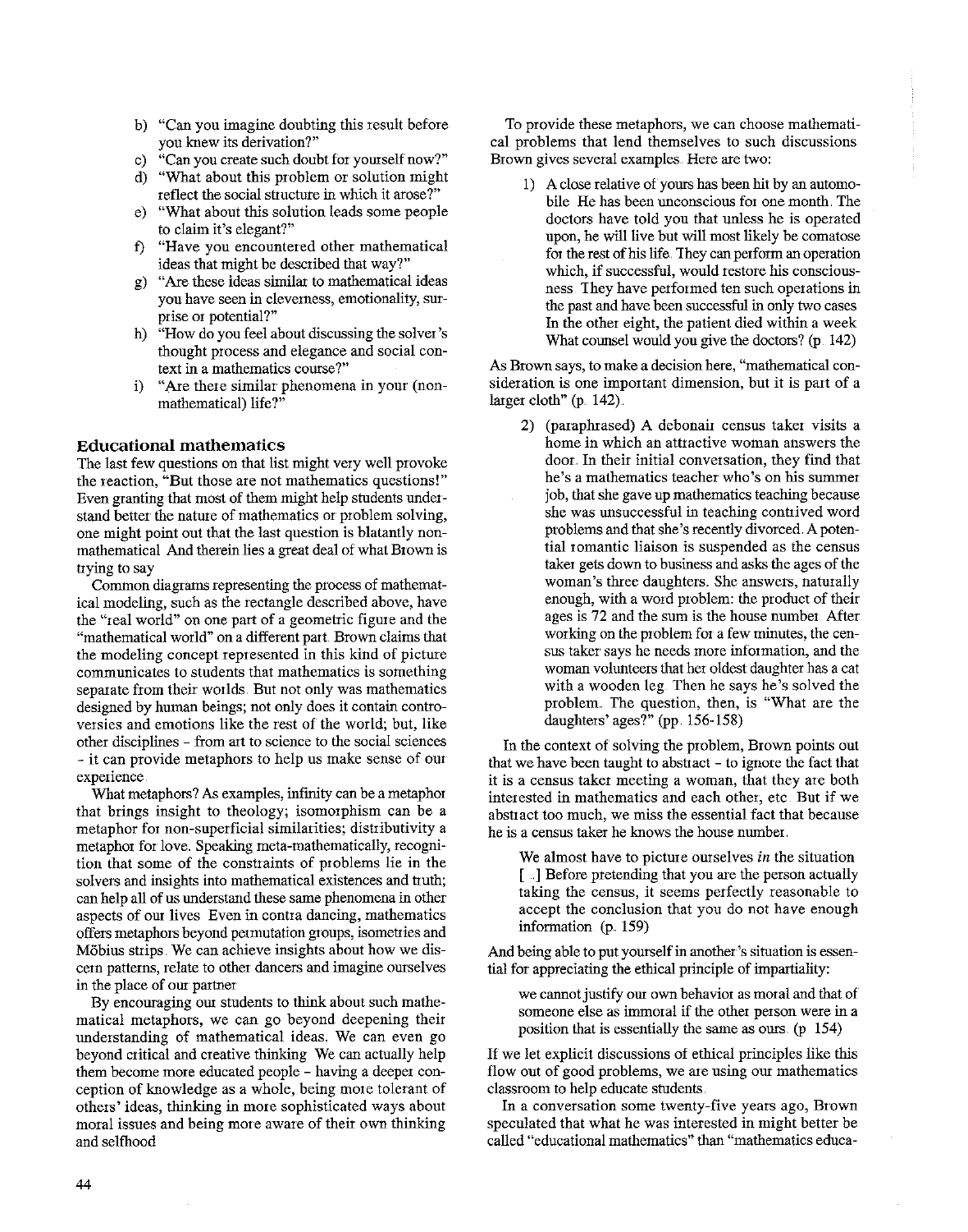b) "Can you imagine doubting this result before you knew its derivation?"
c) "Can you create such doubt for yourself now?"
d) "What about this problem or solution might reflect the social structure in which it arose?"
e) "What about this solution leads some people to claim it's elegant?"
f) "Have you encountered other mathematical ideas that might be described that way?"
g) "Are these ideas similar to mathematical ideas you have seen in cleverness, emotionality, surprise or potential?"
h) "How do you feel about discussing the solver's thought process and elegance and social context in a mathematics course?"
i) "Are there similar phenomena in your (non-mathematical) life?"

## Educational mathematics

The last few questions on that list might very well provoke the reaction, "But those are not mathematics questions!" Even granting that most of them might help students understand better the nature of mathematics or problem solving, one might point out that the last question is blatantly non-mathematical. And therein lies a great deal of what Brown is trying to say.

Common diagrams representing the process of mathematical modeling, such as the rectangle described above, have the "real world" on one part of a geometric figure and the "mathematical world" on a different part. Brown claims that the modeling concept represented in this kind of picture communicates to students that mathematics is something separate from their worlds. But not only was mathematics designed by human beings; not only does it contain controversies and emotions like the rest of the world; but, like other disciplines - from art to science to the social sciences - it can provide metaphors to help us make sense of our experience.

What metaphors? As examples, infinity can be a metaphor that brings insight to theology; isomorphism can be a metaphor for non-superficial similarities; distributivity a metaphor for love. Speaking meta-mathematically, recognition that some of the constraints of problems lie in the solvers and insights into mathematical existences and truth; can help all of us understand these same phenomena in other aspects of our lives. Even in contra dancing, mathematics offers metaphors beyond permutation groups, isometries and Möbius strips. We can achieve insights about how we discern patterns, relate to other dancers and imagine ourselves in the place of our partner.

By encouraging our students to think about such mathematical metaphors, we can go beyond deepening their understanding of mathematical ideas. We can even go beyond critical and creative thinking. We can actually help them become more educated people - having a deeper conception of knowledge as a whole, being more tolerant of others' ideas, thinking in more sophisticated ways about moral issues and being more aware of their own thinking and selfhood.

To provide these metaphors, we can choose mathematical problems that lend themselves to such discussions. Brown gives several examples. Here are two:

> 1) A close relative of yours has been hit by an automobile. He has been unconscious for one month. The doctors have told you that unless he is operated upon, he will live but will most likely be comatose for the rest of his life. They can perform an operation which, if successful, would restore his consciousness. They have performed ten such operations in the past and have been successful in only two cases. In the other eight, the patient died within a week. What counsel would you give the doctors? (p. 142)

As Brown says, to make a decision here, "mathematical consideration is one important dimension, but it is part of a larger cloth" (p. 142).

> 2) (paraphrased) A debonair census taker visits a home in which an attractive woman answers the door. In their initial conversation, they find that he's a mathematics teacher who's on his summer job, that she gave up mathematics teaching because she was unsuccessful in teaching contrived word problems and that she's recently divorced. A potential romantic liaison is suspended as the census taker gets down to business and asks the ages of the woman's three daughters. She answers, naturally enough, with a word problem: the product of their ages is 72 and the sum is the house number. After working on the problem for a few minutes, the census taker says he needs more information, and the woman volunteers that her oldest daughter has a cat with a wooden leg. Then he says he's solved the problem. The question, then, is "What are the daughters' ages?" (pp. 156-158)

In the context of solving the problem, Brown points out that we have been taught to abstract - to ignore the fact that it is a census taker meeting a woman, that they are both interested in mathematics and each other, etc. But if we abstract too much, we miss the essential fact that because he is a census taker he knows the house number.

> We almost have to picture ourselves *in* the situation [...] Before pretending that you are the person actually taking the census, it seems perfectly reasonable to accept the conclusion that you do not have enough information. (p. 159)

And being able to put yourself in another's situation is essential for appreciating the ethical principle of impartiality:

> we cannot justify our own behavior as moral and that of someone else as immoral if the other person were in a position that is essentially the same as ours. (p. 154)

If we let explicit discussions of ethical principles like this flow out of good problems, we are using our mathematics classroom to help educate students.

In a conversation some twenty-five years ago, Brown speculated that what he was interested in might better be called "educational mathematics" than "mathematics educa-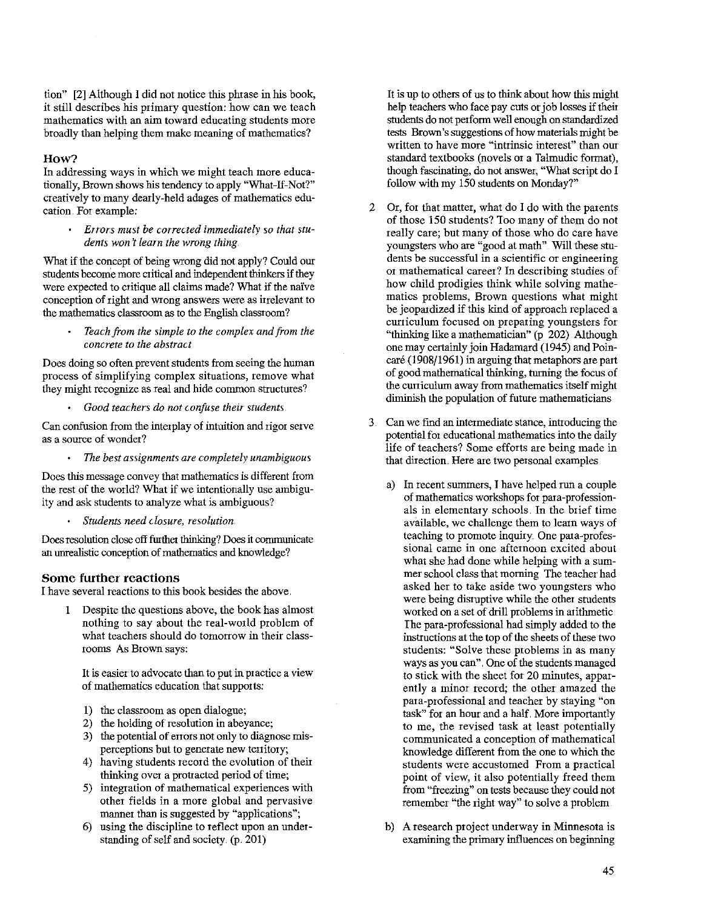tion" [2] Although I did not notice this phrase in his book, it still describes his primary question: how can we teach mathematics with an aim toward educating students more broadly than helping them make meaning of mathematics?

## How?

In addressing ways in which we might teach more educationally, Brown shows his tendency to apply "What-If-Not?" creatively to many dearly-held adages of mathematics education. For example:

- *Errors must be corrected immediately so that students won't learn the wrong thing.*

What if the concept of being wrong did not apply? Could our students become more critical and independent thinkers if they were expected to critique all claims made? What if the naïve conception of right and wrong answers were as irrelevant to the mathematics classroom as to the English classroom?

- *Teach from the simple to the complex and from the concrete to the abstract*

Does doing so often prevent students from seeing the human process of simplifying complex situations, remove what they might recognize as real and hide common structures?

- *Good teachers do not confuse their students.*

Can confusion from the interplay of intuition and rigor serve as a source of wonder?

- *The best assignments are completely unambiguous*

Does this message convey that mathematics is different from the rest of the world? What if we intentionally use ambiguity and ask students to analyze what is ambiguous?

- *Students need closure, resolution.*

Does resolution close off further thinking? Does it communicate an unrealistic conception of mathematics and knowledge?

## Some further reactions

I have several reactions to this book besides the above.

1. Despite the questions above, the book has almost nothing to say about the real-world problem of what teachers should do tomorrow in their classrooms. As Brown says:

   It is easier to advocate than to put in practice a view of mathematics education that supports:

   1) the classroom as open dialogue;
   2) the holding of resolution in abeyance;
   3) the potential of errors not only to diagnose misperceptions but to generate new territory;
   4) having students record the evolution of their thinking over a protracted period of time;
   5) integration of mathematical experiences with other fields in a more global and pervasive manner than is suggested by "applications";
   6) using the discipline to reflect upon an understanding of self and society. (p. 201)

   It is up to others of us to think about how this might help teachers who face pay cuts or job losses if their students do not perform well enough on standardized tests. Brown's suggestions of how materials might be written to have more "intrinsic interest" than our standard textbooks (novels or a Talmudic format), though fascinating, do not answer, "What script do I follow with my 150 students on Monday?"

2. Or, for that matter, what do I do with the parents of those 150 students? Too many of them do not really care; but many of those who do care have youngsters who are "good at math". Will these students be successful in a scientific or engineering or mathematical career? In describing studies of how child prodigies think while solving mathematics problems, Brown questions what might be jeopardized if this kind of approach replaced a curriculum focused on preparing youngsters for "thinking like a mathematician" (p. 202). Although one may certainly join Hadamard (1945) and Poincaré (1908/1961) in arguing that metaphors are part of good mathematical thinking, turning the focus of the curriculum away from mathematics itself might diminish the population of future mathematicians.

3. Can we find an intermediate stance, introducing the potential for educational mathematics into the daily life of teachers? Some efforts are being made in that direction. Here are two personal examples.

   a) In recent summers, I have helped run a couple of mathematics workshops for para-professionals in elementary schools. In the brief time available, we challenge them to learn ways of teaching to promote inquiry. One para-professional came in one afternoon excited about what she had done while helping with a summer school class that morning. The teacher had asked her to take aside two youngsters who were being disruptive while the other students worked on a set of drill problems in arithmetic. The para-professional had simply added to the instructions at the top of the sheets of these two students: "Solve these problems in as many ways as you can". One of the students managed to stick with the sheet for 20 minutes, apparently a minor record; the other amazed the para-professional and teacher by staying "on task" for an hour and a half. More importantly to me, the revised task at least potentially communicated a conception of mathematical knowledge different from the one to which the students were accustomed. From a practical point of view, it also potentially freed them from "freezing" on tests because they could not remember "the right way" to solve a problem.

   b) A research project underway in Minnesota is examining the primary influences on beginning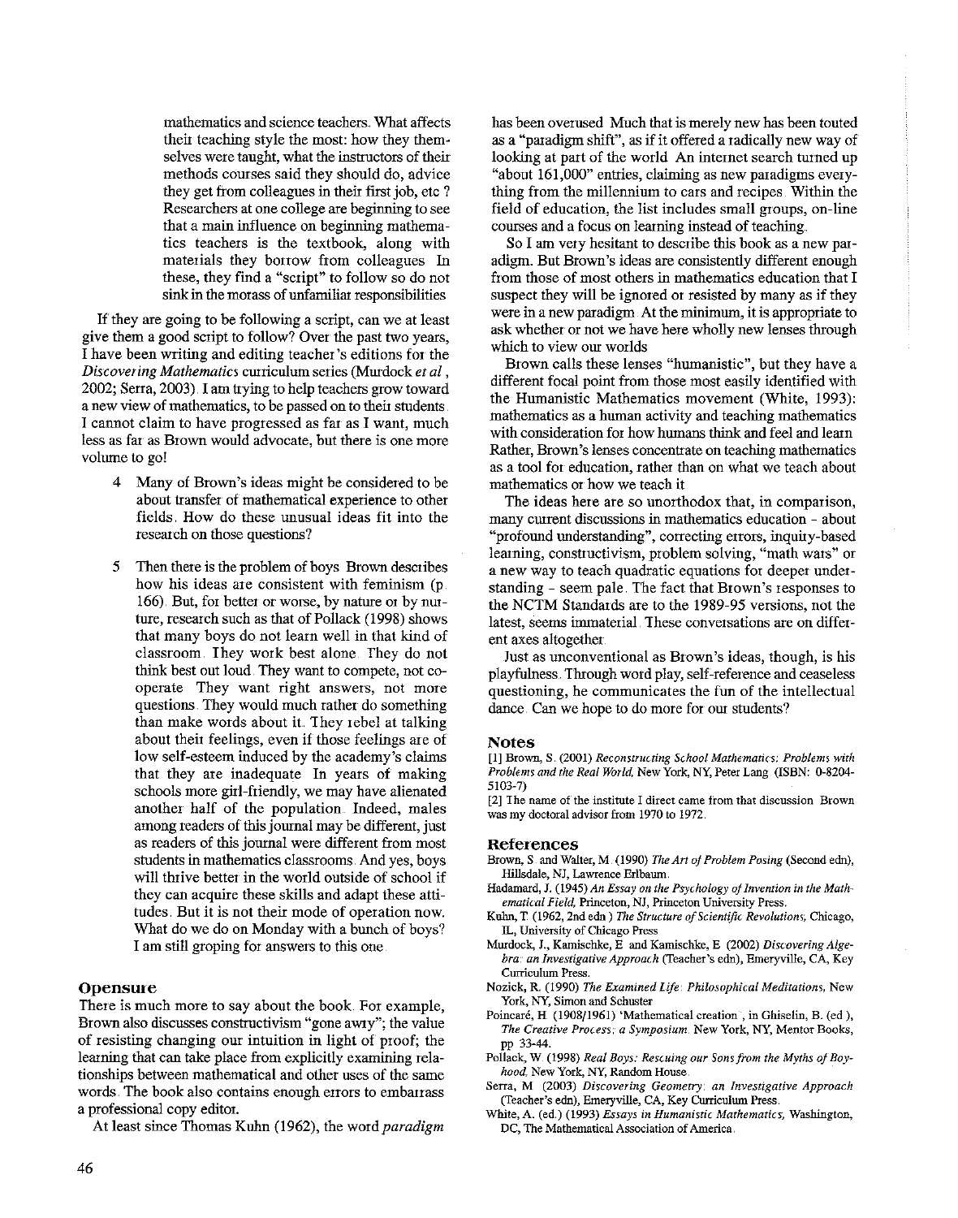mathematics and science teachers. What affects their teaching style the most: how they themselves were taught, what the instructors of their methods courses said they should do, advice they get from colleagues in their first job, etc ? Researchers at one college are beginning to see that a main influence on beginning mathematics teachers is the textbook, along with materials they borrow from colleagues. In these, they find a "script" to follow so do not sink in the morass of unfamiliar responsibilities.

If they are going to be following a script, can we at least give them a good script to follow? Over the past two years, I have been writing and editing teacher's editions for the *Discovering Mathematics* curriculum series (Murdock *et al*, 2002; Serra, 2003). I am trying to help teachers grow toward a new view of mathematics, to be passed on to their students. I cannot claim to have progressed as far as I want, much less as far as Brown would advocate, but there is one more volume to go!

4. Many of Brown's ideas might be considered to be about transfer of mathematical experience to other fields. How do these unusual ideas fit into the research on those questions?

5. Then there is the problem of boys. Brown describes how his ideas are consistent with feminism (p. 166). But, for better or worse, by nature or by nurture, research such as that of Pollack (1998) shows that many boys do not learn well in that kind of classroom. They work best alone. They do not think best out loud. They want to compete, not cooperate. They want right answers, not more questions. They would much rather do something than make words about it. They rebel at talking about their feelings, even if those feelings are of low self-esteem induced by the academy's claims that they are inadequate. In years of making schools more girl-friendly, we may have alienated another half of the population. Indeed, males among readers of this journal may be different, just as readers of this journal were different from most students in mathematics classrooms. And yes, boys will thrive better in the world outside of school if they can acquire these skills and adapt these attitudes. But it is not their mode of operation now. What do we do on Monday with a bunch of boys? I am still groping for answers to this one.

## Opensure

There is much more to say about the book. For example, Brown also discusses constructivism "gone awry"; the value of resisting changing our intuition in light of proof; the learning that can take place from explicitly examining relationships between mathematical and other uses of the same words. The book also contains enough errors to embarrass a professional copy editor.

At least since Thomas Kuhn (1962), the word *paradigm* has been overused. Much that is merely new has been touted as a "paradigm shift", as if it offered a radically new way of looking at part of the world. An internet search turned up "about 161,000" entries, claiming as new paradigms everything from the millennium to cars and recipes. Within the field of education, the list includes small groups, on-line courses and a focus on learning instead of teaching.

So I am very hesitant to describe this book as a new paradigm. But Brown's ideas are consistently different enough from those of most others in mathematics education that I suspect they will be ignored or resisted by many as if they were in a new paradigm. At the minimum, it is appropriate to ask whether or not we have here wholly new lenses through which to view our worlds.

Brown calls these lenses "humanistic", but they have a different focal point from those most easily identified with the Humanistic Mathematics movement (White, 1993): mathematics as a human activity and teaching mathematics with consideration for how humans think and feel and learn. Rather, Brown's lenses concentrate on teaching mathematics as a tool for education, rather than on what we teach about mathematics or how we teach it.

The ideas here are so unorthodox that, in comparison, many current discussions in mathematics education - about "profound understanding", correcting errors, inquiry-based learning, constructivism, problem solving, "math wars" or a new way to teach quadratic equations for deeper understanding - seem pale. The fact that Brown's responses to the NCTM Standards are to the 1989-95 versions, not the latest, seems immaterial. These conversations are on different axes altogether.

Just as unconventional as Brown's ideas, though, is his playfulness. Through word play, self-reference and ceaseless questioning, he communicates the fun of the intellectual dance. Can we hope to do more for our students?

## Notes

[1] Brown, S. (2001) *Reconstructing School Mathematics: Problems with Problems and the Real World*, New York, NY, Peter Lang. (ISBN: 0-8204-5103-7)

[2] The name of the institute I direct came from that discussion. Brown was my doctoral advisor from 1970 to 1972.

## References

Brown, S. and Walter, M. (1990) *The Art of Problem Posing* (Second edn), Hillsdale, NJ, Lawrence Erlbaum.

Hadamard, J. (1945) *An Essay on the Psychology of Invention in the Mathematical Field*, Princeton, NJ, Princeton University Press.

Kuhn, T. (1962, 2nd edn.) *The Structure of Scientific Revolutions*, Chicago, IL, University of Chicago Press.

Murdock, J., Kamischke, E. and Kamischke, E. (2002) *Discovering Algebra: an Investigative Approach* (Teacher's edn), Emeryville, CA, Key Curriculum Press.

Nozick, R. (1990) *The Examined Life: Philosophical Meditations*, New York, NY, Simon and Schuster.

Poincaré, H. (1908/1961) 'Mathematical creation', in Ghiselin, B. (ed.), *The Creative Process: a Symposium*. New York, NY, Mentor Books, pp. 33-44.

Pollack, W. (1998) *Real Boys: Rescuing our Sons from the Myths of Boyhood*, New York, NY, Random House.

Serra, M. (2003) *Discovering Geometry: an Investigative Approach* (Teacher's edn), Emeryville, CA, Key Curriculum Press.

White, A. (ed.) (1993) *Essays in Humanistic Mathematics*, Washington, DC, The Mathematical Association of America.